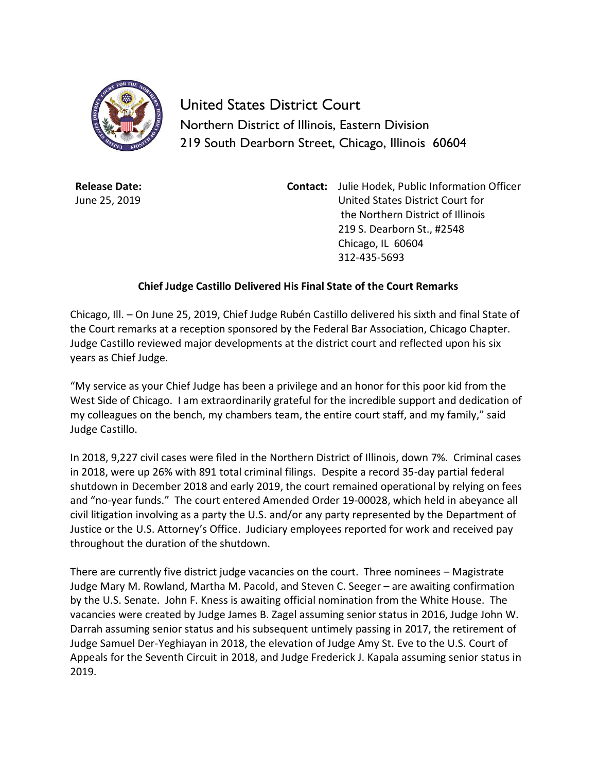# United States District Court

Northern District of Illinois, Eastern Division
219 South Dearborn Street, Chicago, Illinois 60604

**Release Date:**
June 25, 2019

**Contact:** Julie Hodek, Public Information Officer
United States District Court for
the Northern District of Illinois
219 S. Dearborn St., #2548
Chicago, IL 60604
312-435-5693

**Chief Judge Castillo Delivered His Final State of the Court Remarks**

Chicago, Ill. – On June 25, 2019, Chief Judge Rubén Castillo delivered his sixth and final State of the Court remarks at a reception sponsored by the Federal Bar Association, Chicago Chapter. Judge Castillo reviewed major developments at the district court and reflected upon his six years as Chief Judge.

"My service as your Chief Judge has been a privilege and an honor for this poor kid from the West Side of Chicago. I am extraordinarily grateful for the incredible support and dedication of my colleagues on the bench, my chambers team, the entire court staff, and my family," said Judge Castillo.

In 2018, 9,227 civil cases were filed in the Northern District of Illinois, down 7%. Criminal cases in 2018, were up 26% with 891 total criminal filings. Despite a record 35-day partial federal shutdown in December 2018 and early 2019, the court remained operational by relying on fees and "no-year funds." The court entered Amended Order 19-00028, which held in abeyance all civil litigation involving as a party the U.S. and/or any party represented by the Department of Justice or the U.S. Attorney's Office. Judiciary employees reported for work and received pay throughout the duration of the shutdown.

There are currently five district judge vacancies on the court. Three nominees – Magistrate Judge Mary M. Rowland, Martha M. Pacold, and Steven C. Seeger – are awaiting confirmation by the U.S. Senate. John F. Kness is awaiting official nomination from the White House. The vacancies were created by Judge James B. Zagel assuming senior status in 2016, Judge John W. Darrah assuming senior status and his subsequent untimely passing in 2017, the retirement of Judge Samuel Der-Yeghiayan in 2018, the elevation of Judge Amy St. Eve to the U.S. Court of Appeals for the Seventh Circuit in 2018, and Judge Frederick J. Kapala assuming senior status in 2019.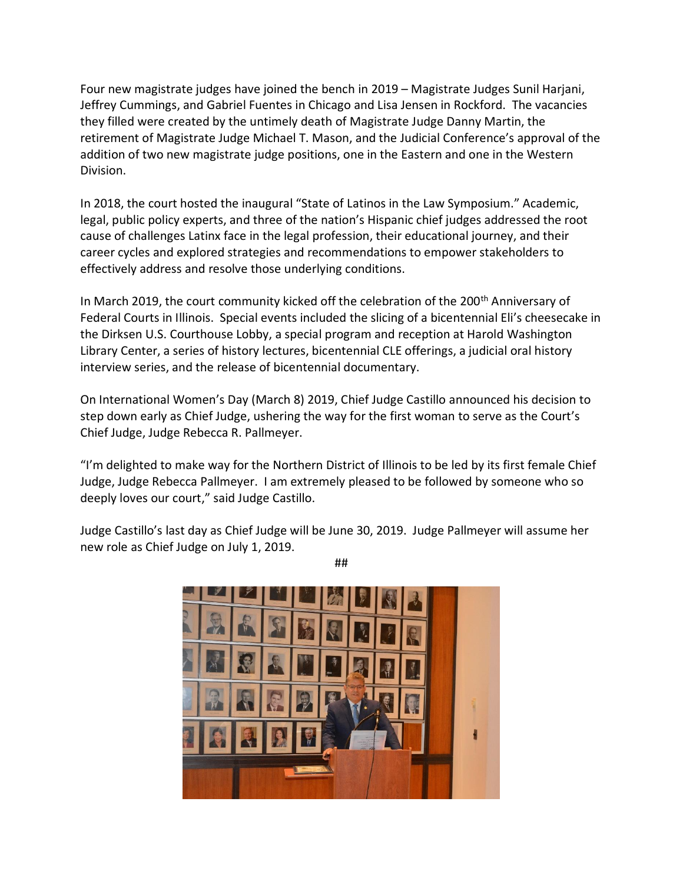Four new magistrate judges have joined the bench in 2019 – Magistrate Judges Sunil Harjani, Jeffrey Cummings, and Gabriel Fuentes in Chicago and Lisa Jensen in Rockford. The vacancies they filled were created by the untimely death of Magistrate Judge Danny Martin, the retirement of Magistrate Judge Michael T. Mason, and the Judicial Conference's approval of the addition of two new magistrate judge positions, one in the Eastern and one in the Western Division.

In 2018, the court hosted the inaugural "State of Latinos in the Law Symposium." Academic, legal, public policy experts, and three of the nation's Hispanic chief judges addressed the root cause of challenges Latinx face in the legal profession, their educational journey, and their career cycles and explored strategies and recommendations to empower stakeholders to effectively address and resolve those underlying conditions.

In March 2019, the court community kicked off the celebration of the 200th Anniversary of Federal Courts in Illinois. Special events included the slicing of a bicentennial Eli's cheesecake in the Dirksen U.S. Courthouse Lobby, a special program and reception at Harold Washington Library Center, a series of history lectures, bicentennial CLE offerings, a judicial oral history interview series, and the release of bicentennial documentary.

On International Women's Day (March 8) 2019, Chief Judge Castillo announced his decision to step down early as Chief Judge, ushering the way for the first woman to serve as the Court's Chief Judge, Judge Rebecca R. Pallmeyer.

"I'm delighted to make way for the Northern District of Illinois to be led by its first female Chief Judge, Judge Rebecca Pallmeyer. I am extremely pleased to be followed by someone who so deeply loves our court," said Judge Castillo.

Judge Castillo's last day as Chief Judge will be June 30, 2019. Judge Pallmeyer will assume her new role as Chief Judge on July 1, 2019.

##